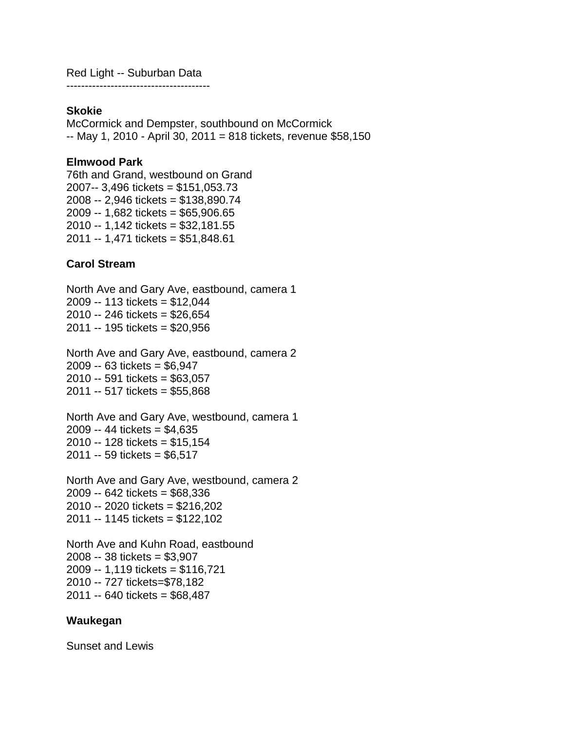Red Light -- Suburban Data
---------------------------------------

**Skokie**
McCormick and Dempster, southbound on McCormick
-- May 1, 2010 - April 30, 2011 = 818 tickets, revenue $58,150

**Elmwood Park**
76th and Grand, westbound on Grand
2007-- 3,496 tickets = $151,053.73
2008 -- 2,946 tickets = $138,890.74
2009 -- 1,682 tickets = $65,906.65
2010 -- 1,142 tickets = $32,181.55
2011 -- 1,471 tickets = $51,848.61

**Carol Stream**

North Ave and Gary Ave, eastbound, camera 1
2009 -- 113 tickets = $12,044
2010 -- 246 tickets = $26,654
2011 -- 195 tickets = $20,956

North Ave and Gary Ave, eastbound, camera 2
2009 -- 63 tickets = $6,947
2010 -- 591 tickets = $63,057
2011 -- 517 tickets = $55,868

North Ave and Gary Ave, westbound, camera 1
2009 -- 44 tickets = $4,635
2010 -- 128 tickets = $15,154
2011 -- 59 tickets = $6,517

North Ave and Gary Ave, westbound, camera 2
2009 -- 642 tickets = $68,336
2010 -- 2020 tickets = $216,202
2011 -- 1145 tickets = $122,102

North Ave and Kuhn Road, eastbound
2008 -- 38 tickets = $3,907
2009 -- 1,119 tickets = $116,721
2010 -- 727 tickets=$78,182
2011 -- 640 tickets = $68,487

**Waukegan**

Sunset and Lewis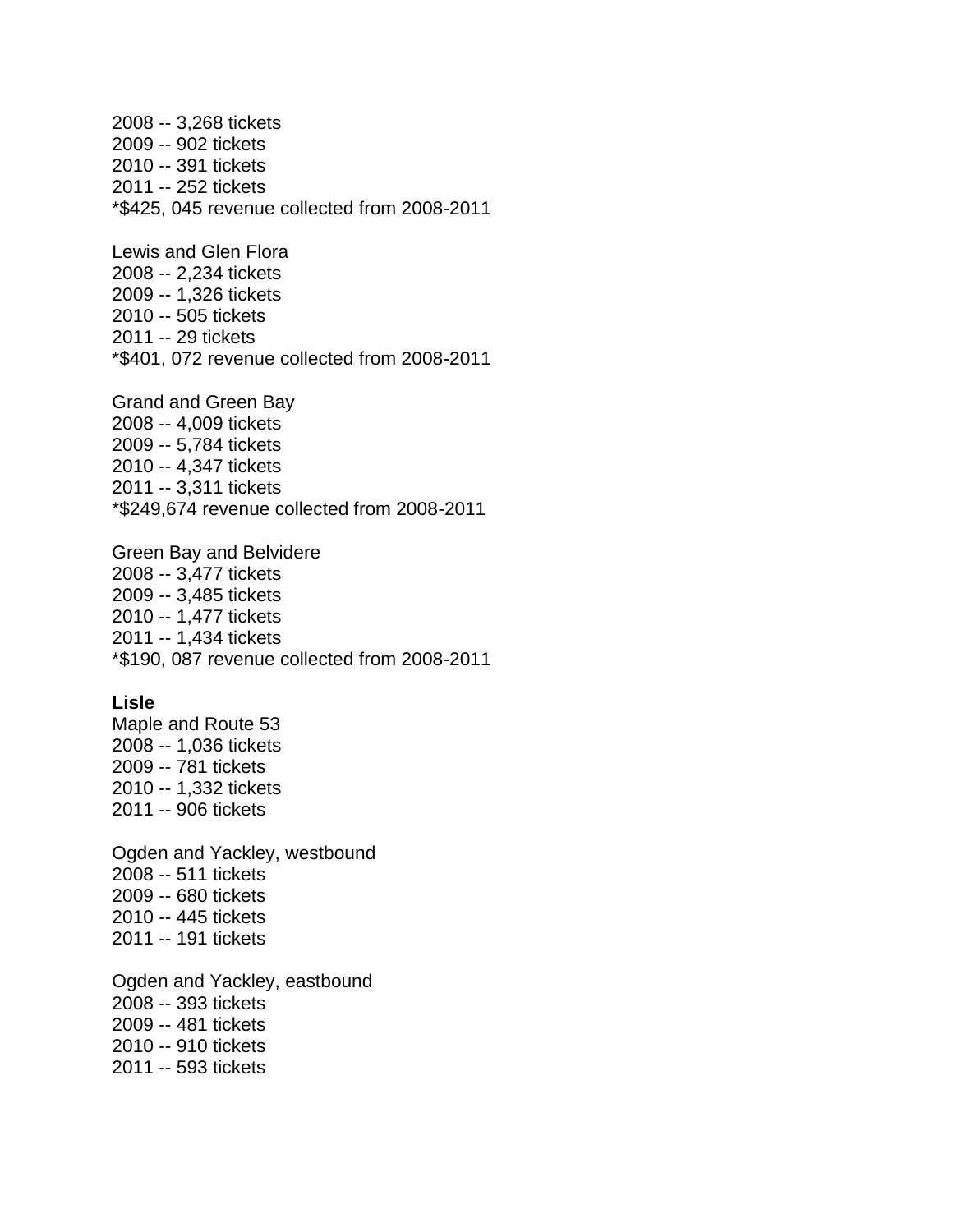2008 -- 3,268 tickets
2009 -- 902 tickets
2010 -- 391 tickets
2011 -- 252 tickets
*$425, 045 revenue collected from 2008-2011

Lewis and Glen Flora
2008 -- 2,234 tickets
2009 -- 1,326 tickets
2010 -- 505 tickets
2011 -- 29 tickets
*$401, 072 revenue collected from 2008-2011

Grand and Green Bay
2008 -- 4,009 tickets
2009 -- 5,784 tickets
2010 -- 4,347 tickets
2011 -- 3,311 tickets
*$249,674 revenue collected from 2008-2011

Green Bay and Belvidere
2008 -- 3,477 tickets
2009 -- 3,485 tickets
2010 -- 1,477 tickets
2011 -- 1,434 tickets
*$190, 087 revenue collected from 2008-2011

**Lisle**
Maple and Route 53
2008 -- 1,036 tickets
2009 -- 781 tickets
2010 -- 1,332 tickets
2011 -- 906 tickets

Ogden and Yackley, westbound
2008 -- 511 tickets
2009 -- 680 tickets
2010 -- 445 tickets
2011 -- 191 tickets

Ogden and Yackley, eastbound
2008 -- 393 tickets
2009 -- 481 tickets
2010 -- 910 tickets
2011 -- 593 tickets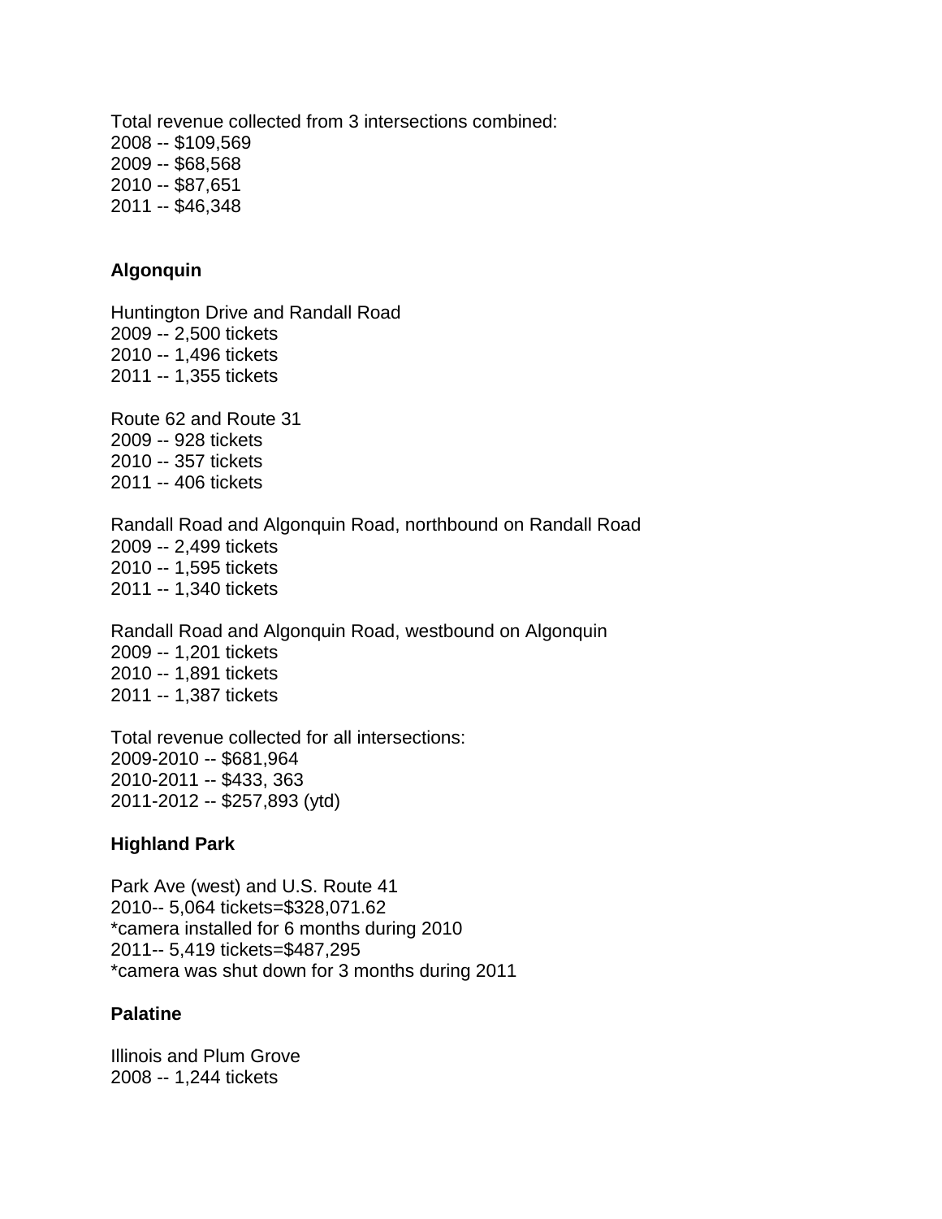Total revenue collected from 3 intersections combined:
2008 -- $109,569
2009 -- $68,568
2010 -- $87,651
2011 -- $46,348

**Algonquin**

Huntington Drive and Randall Road
2009 -- 2,500 tickets
2010 -- 1,496 tickets
2011 -- 1,355 tickets

Route 62 and Route 31
2009 -- 928 tickets
2010 -- 357 tickets
2011 -- 406 tickets

Randall Road and Algonquin Road, northbound on Randall Road
2009 -- 2,499 tickets
2010 -- 1,595 tickets
2011 -- 1,340 tickets

Randall Road and Algonquin Road, westbound on Algonquin
2009 -- 1,201 tickets
2010 -- 1,891 tickets
2011 -- 1,387 tickets

Total revenue collected for all intersections:
2009-2010 -- $681,964
2010-2011 -- $433, 363
2011-2012 -- $257,893 (ytd)

**Highland Park**

Park Ave (west) and U.S. Route 41
2010-- 5,064 tickets=$328,071.62
*camera installed for 6 months during 2010
2011-- 5,419 tickets=$487,295
*camera was shut down for 3 months during 2011

**Palatine**

Illinois and Plum Grove
2008 -- 1,244 tickets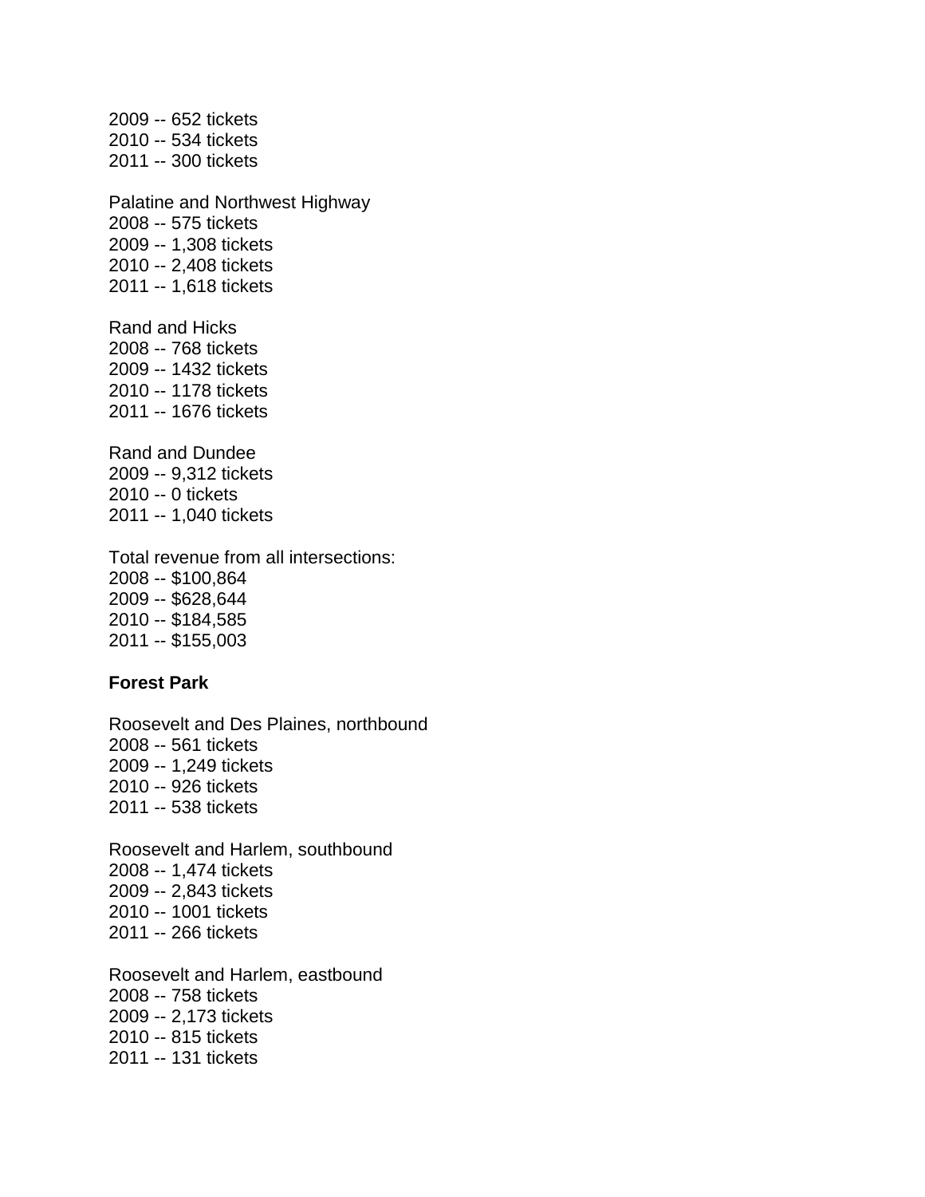2009 -- 652 tickets
2010 -- 534 tickets
2011 -- 300 tickets

Palatine and Northwest Highway
2008 -- 575 tickets
2009 -- 1,308 tickets
2010 -- 2,408 tickets
2011 -- 1,618 tickets

Rand and Hicks
2008 -- 768 tickets
2009 -- 1432 tickets
2010 -- 1178 tickets
2011 -- 1676 tickets

Rand and Dundee
2009 -- 9,312 tickets
2010 -- 0 tickets
2011 -- 1,040 tickets

Total revenue from all intersections:
2008 -- $100,864
2009 -- $628,644
2010 -- $184,585
2011 -- $155,003

**Forest Park**

Roosevelt and Des Plaines, northbound
2008 -- 561 tickets
2009 -- 1,249 tickets
2010 -- 926 tickets
2011 -- 538 tickets

Roosevelt and Harlem, southbound
2008 -- 1,474 tickets
2009 -- 2,843 tickets
2010 -- 1001 tickets
2011 -- 266 tickets

Roosevelt and Harlem, eastbound
2008 -- 758 tickets
2009 -- 2,173 tickets
2010 -- 815 tickets
2011 -- 131 tickets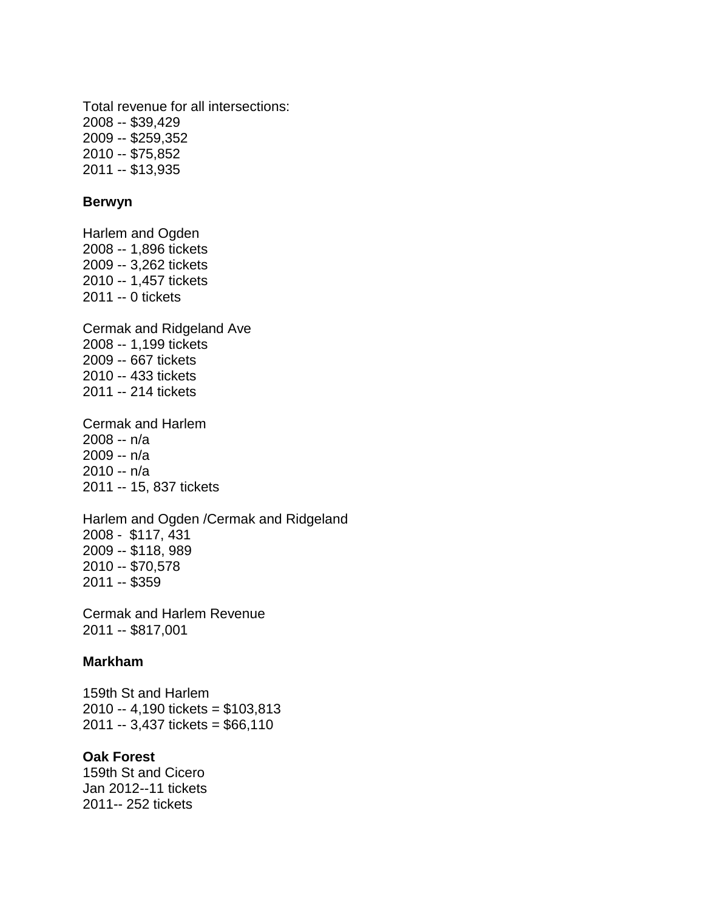Total revenue for all intersections:
2008 -- $39,429
2009 -- $259,352
2010 -- $75,852
2011 -- $13,935

**Berwyn**

Harlem and Ogden
2008 -- 1,896 tickets
2009 -- 3,262 tickets
2010 -- 1,457 tickets
2011 -- 0 tickets

Cermak and Ridgeland Ave
2008 -- 1,199 tickets
2009 -- 667 tickets
2010 -- 433 tickets
2011 -- 214 tickets

Cermak and Harlem
2008 -- n/a
2009 -- n/a
2010 -- n/a
2011 -- 15, 837 tickets

Harlem and Ogden /Cermak and Ridgeland
2008 - $117, 431
2009 -- $118, 989
2010 -- $70,578
2011 -- $359

Cermak and Harlem Revenue
2011 -- $817,001

**Markham**

159th St and Harlem
2010 -- 4,190 tickets = $103,813
2011 -- 3,437 tickets = $66,110

**Oak Forest**
159th St and Cicero
Jan 2012--11 tickets
2011-- 252 tickets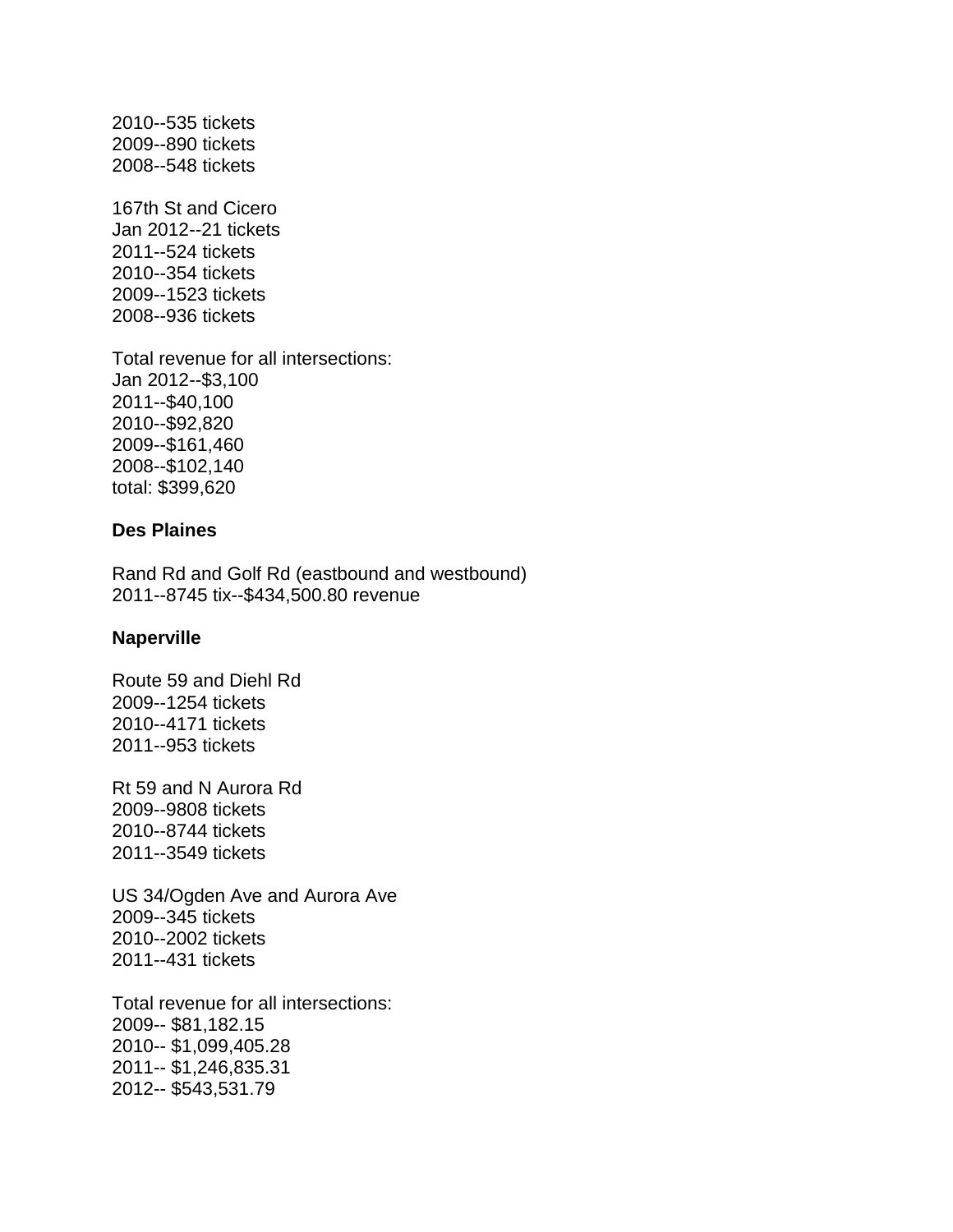2010--535 tickets
2009--890 tickets
2008--548 tickets

167th St and Cicero
Jan 2012--21 tickets
2011--524 tickets
2010--354 tickets
2009--1523 tickets
2008--936 tickets

Total revenue for all intersections:
Jan 2012--$3,100
2011--$40,100
2010--$92,820
2009--$161,460
2008--$102,140
total: $399,620

**Des Plaines**

Rand Rd and Golf Rd (eastbound and westbound)
2011--8745 tix--$434,500.80 revenue

**Naperville**

Route 59 and Diehl Rd
2009--1254 tickets
2010--4171 tickets
2011--953 tickets

Rt 59 and N Aurora Rd
2009--9808 tickets
2010--8744 tickets
2011--3549 tickets

US 34/Ogden Ave and Aurora Ave
2009--345 tickets
2010--2002 tickets
2011--431 tickets

Total revenue for all intersections:
2009-- $81,182.15
2010-- $1,099,405.28
2011-- $1,246,835.31
2012-- $543,531.79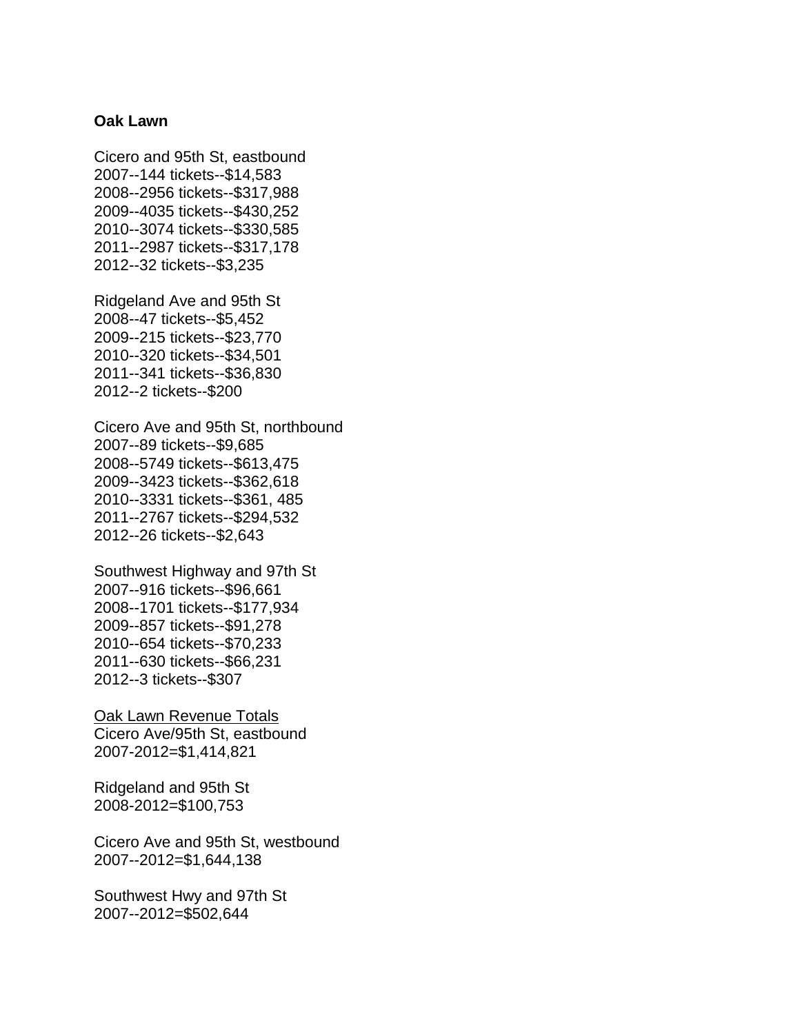**Oak Lawn**

Cicero and 95th St, eastbound
2007--144 tickets--$14,583
2008--2956 tickets--$317,988
2009--4035 tickets--$430,252
2010--3074 tickets--$330,585
2011--2987 tickets--$317,178
2012--32 tickets--$3,235

Ridgeland Ave and 95th St
2008--47 tickets--$5,452
2009--215 tickets--$23,770
2010--320 tickets--$34,501
2011--341 tickets--$36,830
2012--2 tickets--$200

Cicero Ave and 95th St, northbound
2007--89 tickets--$9,685
2008--5749 tickets--$613,475
2009--3423 tickets--$362,618
2010--3331 tickets--$361, 485
2011--2767 tickets--$294,532
2012--26 tickets--$2,643

Southwest Highway and 97th St
2007--916 tickets--$96,661
2008--1701 tickets--$177,934
2009--857 tickets--$91,278
2010--654 tickets--$70,233
2011--630 tickets--$66,231
2012--3 tickets--$307

<u>Oak Lawn Revenue Totals</u>
Cicero Ave/95th St, eastbound
2007-2012=$1,414,821

Ridgeland and 95th St
2008-2012=$100,753

Cicero Ave and 95th St, westbound
2007--2012=$1,644,138

Southwest Hwy and 97th St
2007--2012=$502,644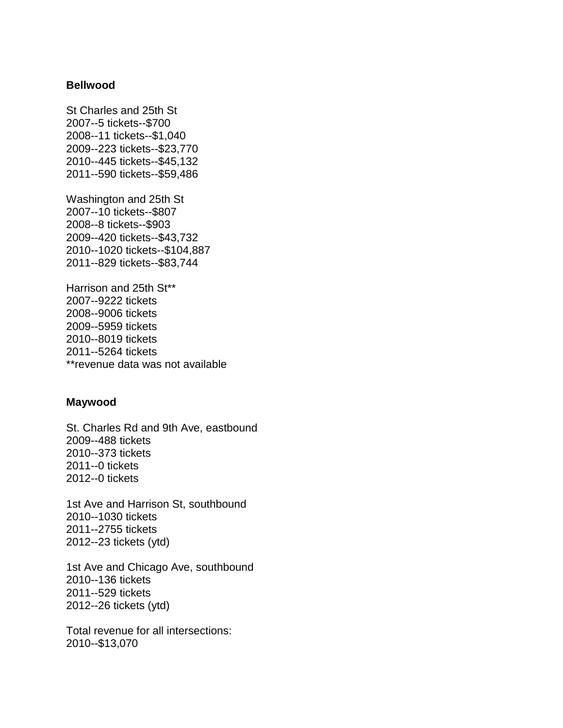**Bellwood**

St Charles and 25th St
2007--5 tickets--$700
2008--11 tickets--$1,040
2009--223 tickets--$23,770
2010--445 tickets--$45,132
2011--590 tickets--$59,486

Washington and 25th St
2007--10 tickets--$807
2008--8 tickets--$903
2009--420 tickets--$43,732
2010--1020 tickets--$104,887
2011--829 tickets--$83,744

Harrison and 25th St**
2007--9222 tickets
2008--9006 tickets
2009--5959 tickets
2010--8019 tickets
2011--5264 tickets
**revenue data was not available

**Maywood**

St. Charles Rd and 9th Ave, eastbound
2009--488 tickets
2010--373 tickets
2011--0 tickets
2012--0 tickets

1st Ave and Harrison St, southbound
2010--1030 tickets
2011--2755 tickets
2012--23 tickets (ytd)

1st Ave and Chicago Ave, southbound
2010--136 tickets
2011--529 tickets
2012--26 tickets (ytd)

Total revenue for all intersections:
2010--$13,070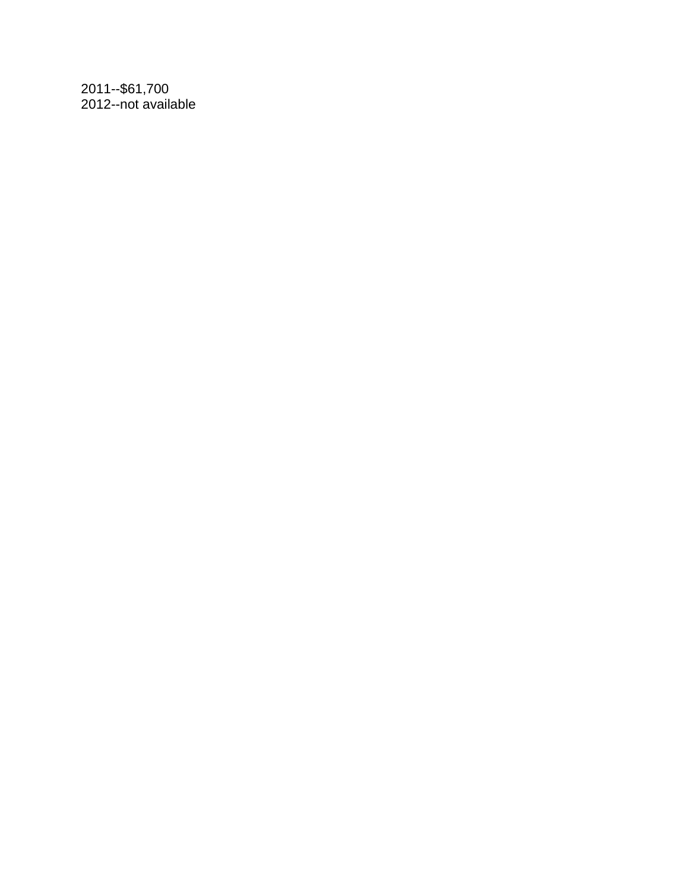2011--$61,700
2012--not available